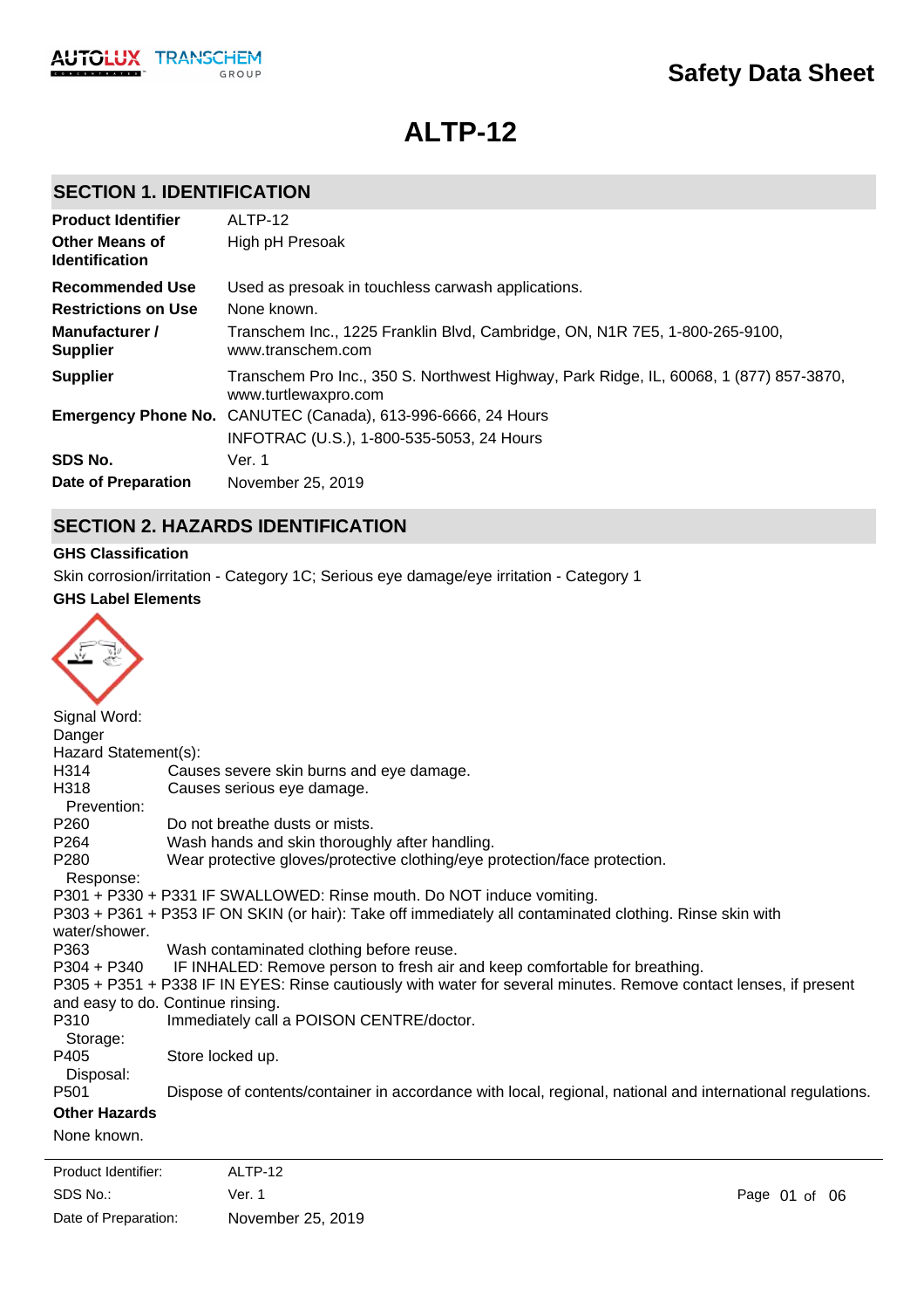# Safety Data Sheet

# ALTP-12

## SECTION 1. IDENTIFICATION

| | |
|---|---|
| **Product Identifier** | ALTP-12 |
| **Other Means of Identification** | High pH Presoak |
| **Recommended Use** | Used as presoak in touchless carwash applications. |
| **Restrictions on Use** | None known. |
| **Manufacturer / Supplier** | Transchem Inc., 1225 Franklin Blvd, Cambridge, ON, N1R 7E5, 1-800-265-9100, www.transchem.com |
| **Supplier** | Transchem Pro Inc., 350 S. Northwest Highway, Park Ridge, IL, 60068, 1 (877) 857-3870, www.turtlewaxpro.com |
| **Emergency Phone No.** | CANUTEC (Canada), 613-996-6666, 24 Hours<br>INFOTRAC (U.S.), 1-800-535-5053, 24 Hours |
| **SDS No.** | Ver. 1 |
| **Date of Preparation** | November 25, 2019 |

## SECTION 2. HAZARDS IDENTIFICATION

**GHS Classification**

Skin corrosion/irritation - Category 1C; Serious eye damage/eye irritation - Category 1

**GHS Label Elements**

Signal Word:
Danger

Hazard Statement(s):

H314 Causes severe skin burns and eye damage.
H318 Causes serious eye damage.

Prevention:

P260 Do not breathe dusts or mists.
P264 Wash hands and skin thoroughly after handling.
P280 Wear protective gloves/protective clothing/eye protection/face protection.

Response:

P301 + P330 + P331 IF SWALLOWED: Rinse mouth. Do NOT induce vomiting.
P303 + P361 + P353 IF ON SKIN (or hair): Take off immediately all contaminated clothing. Rinse skin with water/shower.
P363 Wash contaminated clothing before reuse.
P304 + P340 IF INHALED: Remove person to fresh air and keep comfortable for breathing.
P305 + P351 + P338 IF IN EYES: Rinse cautiously with water for several minutes. Remove contact lenses, if present and easy to do. Continue rinsing.
P310 Immediately call a POISON CENTRE/doctor.

Storage:

P405 Store locked up.

Disposal:

P501 Dispose of contents/container in accordance with local, regional, national and international regulations.

**Other Hazards**

None known.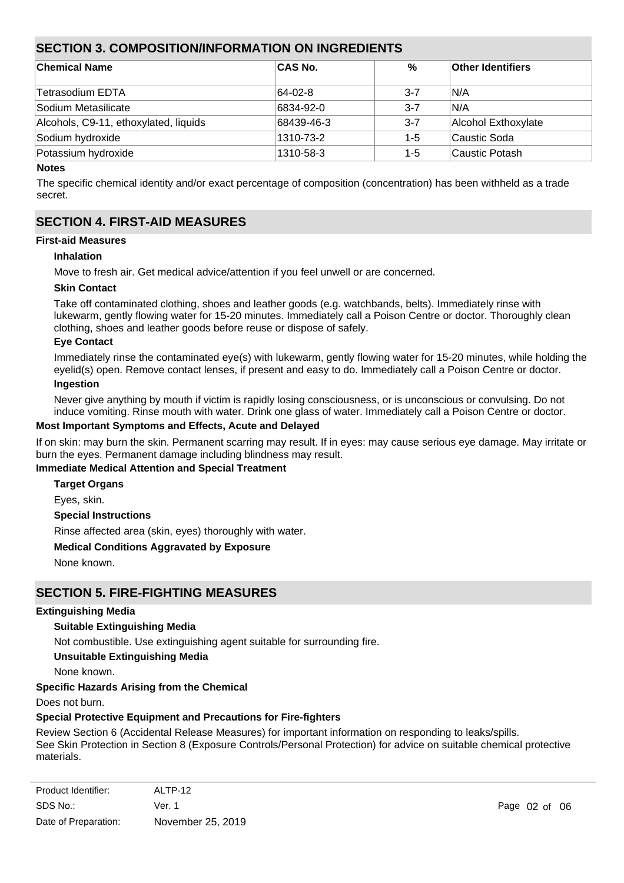## SECTION 3. COMPOSITION/INFORMATION ON INGREDIENTS

| Chemical Name | CAS No. | % | Other Identifiers |
|---|---|---|---|
| Tetrasodium EDTA | 64-02-8 | 3-7 | N/A |
| Sodium Metasilicate | 6834-92-0 | 3-7 | N/A |
| Alcohols, C9-11, ethoxylated, liquids | 68439-46-3 | 3-7 | Alcohol Exthoxylate |
| Sodium hydroxide | 1310-73-2 | 1-5 | Caustic Soda |
| Potassium hydroxide | 1310-58-3 | 1-5 | Caustic Potash |

**Notes**

The specific chemical identity and/or exact percentage of composition (concentration) has been withheld as a trade secret.

## SECTION 4. FIRST-AID MEASURES

**First-aid Measures**

**Inhalation**

Move to fresh air. Get medical advice/attention if you feel unwell or are concerned.

**Skin Contact**

Take off contaminated clothing, shoes and leather goods (e.g. watchbands, belts). Immediately rinse with lukewarm, gently flowing water for 15-20 minutes. Immediately call a Poison Centre or doctor. Thoroughly clean clothing, shoes and leather goods before reuse or dispose of safely.

**Eye Contact**

Immediately rinse the contaminated eye(s) with lukewarm, gently flowing water for 15-20 minutes, while holding the eyelid(s) open. Remove contact lenses, if present and easy to do. Immediately call a Poison Centre or doctor.

**Ingestion**

Never give anything by mouth if victim is rapidly losing consciousness, or is unconscious or convulsing. Do not induce vomiting. Rinse mouth with water. Drink one glass of water. Immediately call a Poison Centre or doctor.

**Most Important Symptoms and Effects, Acute and Delayed**

If on skin: may burn the skin. Permanent scarring may result. If in eyes: may cause serious eye damage. May irritate or burn the eyes. Permanent damage including blindness may result.

**Immediate Medical Attention and Special Treatment**

**Target Organs**

Eyes, skin.

**Special Instructions**

Rinse affected area (skin, eyes) thoroughly with water.

**Medical Conditions Aggravated by Exposure**

None known.

## SECTION 5. FIRE-FIGHTING MEASURES

**Extinguishing Media**

**Suitable Extinguishing Media**

Not combustible. Use extinguishing agent suitable for surrounding fire.

**Unsuitable Extinguishing Media**

None known.

**Specific Hazards Arising from the Chemical**

Does not burn.

**Special Protective Equipment and Precautions for Fire-fighters**

Review Section 6 (Accidental Release Measures) for important information on responding to leaks/spills.
See Skin Protection in Section 8 (Exposure Controls/Personal Protection) for advice on suitable chemical protective materials.

| Product Identifier: | ALTP-12 |
|---|---|
| SDS No.: | Ver. 1 |
| Date of Preparation: | November 25, 2019 |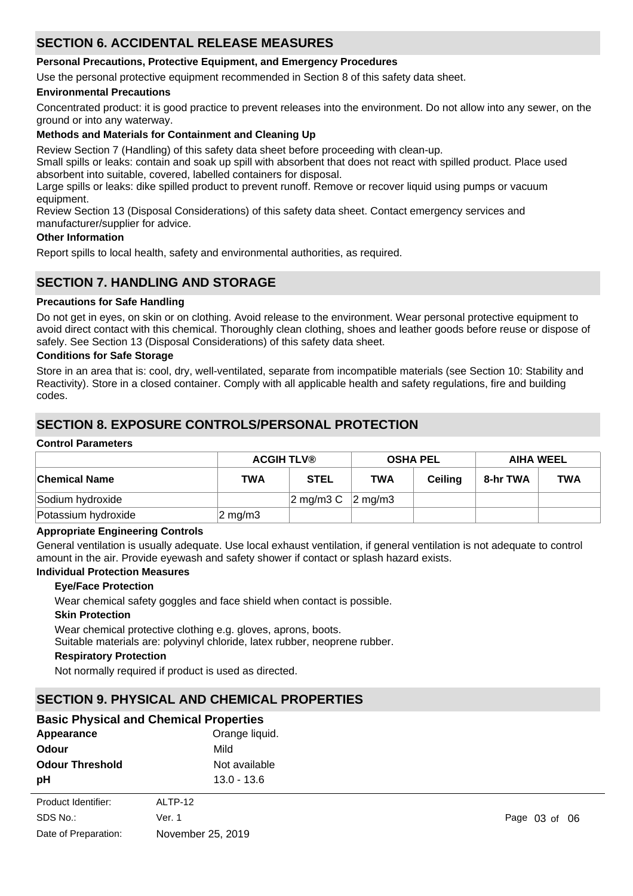## SECTION 6. ACCIDENTAL RELEASE MEASURES

**Personal Precautions, Protective Equipment, and Emergency Procedures**

Use the personal protective equipment recommended in Section 8 of this safety data sheet.

**Environmental Precautions**

Concentrated product: it is good practice to prevent releases into the environment. Do not allow into any sewer, on the ground or into any waterway.

**Methods and Materials for Containment and Cleaning Up**

Review Section 7 (Handling) of this safety data sheet before proceeding with clean-up.
Small spills or leaks: contain and soak up spill with absorbent that does not react with spilled product. Place used absorbent into suitable, covered, labelled containers for disposal.
Large spills or leaks: dike spilled product to prevent runoff. Remove or recover liquid using pumps or vacuum equipment.
Review Section 13 (Disposal Considerations) of this safety data sheet. Contact emergency services and manufacturer/supplier for advice.

**Other Information**

Report spills to local health, safety and environmental authorities, as required.

## SECTION 7. HANDLING AND STORAGE

**Precautions for Safe Handling**

Do not get in eyes, on skin or on clothing. Avoid release to the environment. Wear personal protective equipment to avoid direct contact with this chemical. Thoroughly clean clothing, shoes and leather goods before reuse or dispose of safely. See Section 13 (Disposal Considerations) of this safety data sheet.

**Conditions for Safe Storage**

Store in an area that is: cool, dry, well-ventilated, separate from incompatible materials (see Section 10: Stability and Reactivity). Store in a closed container. Comply with all applicable health and safety regulations, fire and building codes.

## SECTION 8. EXPOSURE CONTROLS/PERSONAL PROTECTION

**Control Parameters**

| | ACGIH TLV® | | OSHA PEL | | AIHA WEEL | |
|---|---|---|---|---|---|---|
| **Chemical Name** | **TWA** | **STEL** | **TWA** | **Ceiling** | **8-hr TWA** | **TWA** |
| Sodium hydroxide | | 2 mg/m3 C | 2 mg/m3 | | | |
| Potassium hydroxide | 2 mg/m3 | | | | | |

**Appropriate Engineering Controls**

General ventilation is usually adequate. Use local exhaust ventilation, if general ventilation is not adequate to control amount in the air. Provide eyewash and safety shower if contact or splash hazard exists.

**Individual Protection Measures**

**Eye/Face Protection**

Wear chemical safety goggles and face shield when contact is possible.

**Skin Protection**

Wear chemical protective clothing e.g. gloves, aprons, boots.
Suitable materials are: polyvinyl chloride, latex rubber, neoprene rubber.

**Respiratory Protection**

Not normally required if product is used as directed.

## SECTION 9. PHYSICAL AND CHEMICAL PROPERTIES

### Basic Physical and Chemical Properties

| | |
|---|---|
| **Appearance** | Orange liquid. |
| **Odour** | Mild |
| **Odour Threshold** | Not available |
| **pH** | 13.0 - 13.6 |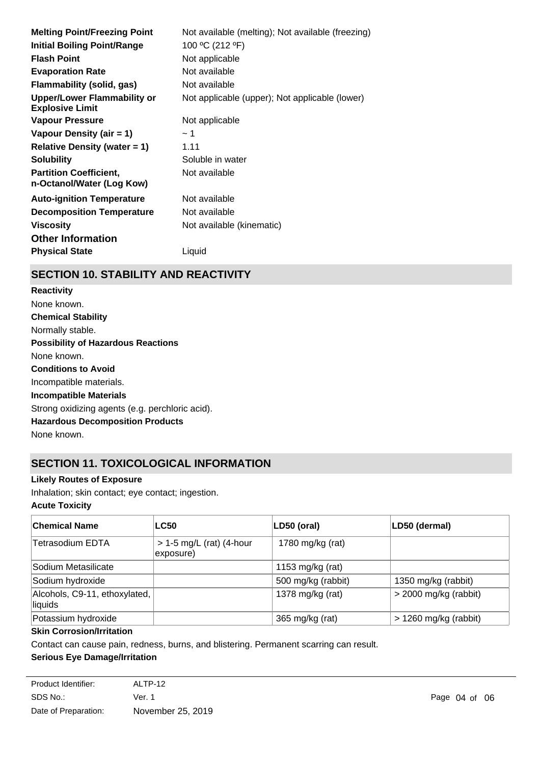| | |
|---|---|
| **Melting Point/Freezing Point** | Not available (melting); Not available (freezing) |
| **Initial Boiling Point/Range** | 100 ºC (212 ºF) |
| **Flash Point** | Not applicable |
| **Evaporation Rate** | Not available |
| **Flammability (solid, gas)** | Not available |
| **Upper/Lower Flammability or Explosive Limit** | Not applicable (upper); Not applicable (lower) |
| **Vapour Pressure** | Not applicable |
| **Vapour Density (air = 1)** | ~ 1 |
| **Relative Density (water = 1)** | 1.11 |
| **Solubility** | Soluble in water |
| **Partition Coefficient, n-Octanol/Water (Log Kow)** | Not available |
| **Auto-ignition Temperature** | Not available |
| **Decomposition Temperature** | Not available |
| **Viscosity** | Not available (kinematic) |

**Other Information**

| | |
|---|---|
| **Physical State** | Liquid |

## SECTION 10. STABILITY AND REACTIVITY

**Reactivity**

None known.

**Chemical Stability**

Normally stable.

**Possibility of Hazardous Reactions**

None known.

**Conditions to Avoid**

Incompatible materials.

**Incompatible Materials**

Strong oxidizing agents (e.g. perchloric acid).

**Hazardous Decomposition Products**

None known.

## SECTION 11. TOXICOLOGICAL INFORMATION

**Likely Routes of Exposure**

Inhalation; skin contact; eye contact; ingestion.

**Acute Toxicity**

| Chemical Name | LC50 | LD50 (oral) | LD50 (dermal) |
|---|---|---|---|
| Tetrasodium EDTA | > 1-5 mg/L (rat) (4-hour exposure) | 1780 mg/kg (rat) | |
| Sodium Metasilicate | | 1153 mg/kg (rat) | |
| Sodium hydroxide | | 500 mg/kg (rabbit) | 1350 mg/kg (rabbit) |
| Alcohols, C9-11, ethoxylated, liquids | | 1378 mg/kg (rat) | > 2000 mg/kg (rabbit) |
| Potassium hydroxide | | 365 mg/kg (rat) | > 1260 mg/kg (rabbit) |

**Skin Corrosion/Irritation**

Contact can cause pain, redness, burns, and blistering. Permanent scarring can result.

**Serious Eye Damage/Irritation**

| | |
|---|---|
| Product Identifier: | ALTP-12 |
| SDS No.: | Ver. 1 |
| Date of Preparation: | November 25, 2019 |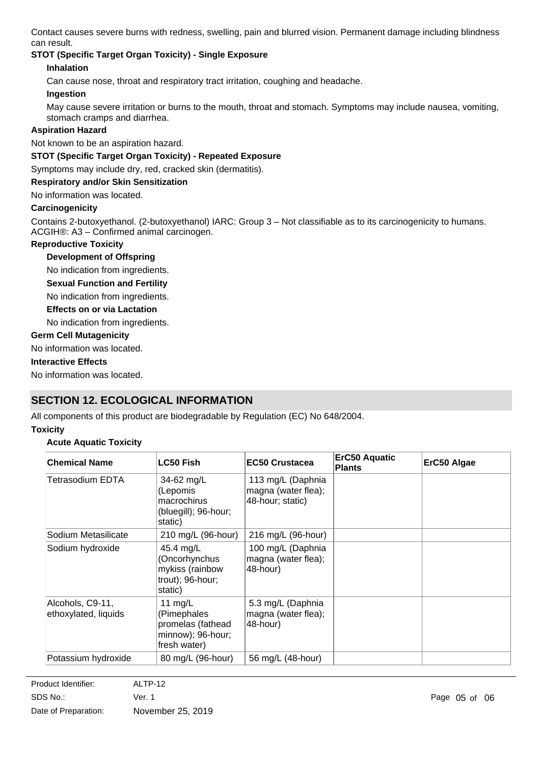Contact causes severe burns with redness, swelling, pain and blurred vision. Permanent damage including blindness can result.

**STOT (Specific Target Organ Toxicity) - Single Exposure**

**Inhalation**

Can cause nose, throat and respiratory tract irritation, coughing and headache.

**Ingestion**

May cause severe irritation or burns to the mouth, throat and stomach. Symptoms may include nausea, vomiting, stomach cramps and diarrhea.

**Aspiration Hazard**

Not known to be an aspiration hazard.

**STOT (Specific Target Organ Toxicity) - Repeated Exposure**

Symptoms may include dry, red, cracked skin (dermatitis).

**Respiratory and/or Skin Sensitization**

No information was located.

**Carcinogenicity**

Contains 2-butoxyethanol. (2-butoxyethanol) IARC: Group 3 – Not classifiable as to its carcinogenicity to humans. ACGIH®: A3 – Confirmed animal carcinogen.

**Reproductive Toxicity**

**Development of Offspring**

No indication from ingredients.

**Sexual Function and Fertility**

No indication from ingredients.

**Effects on or via Lactation**

No indication from ingredients.

**Germ Cell Mutagenicity**

No information was located.

**Interactive Effects**

No information was located.

## SECTION 12. ECOLOGICAL INFORMATION

All components of this product are biodegradable by Regulation (EC) No 648/2004.

**Toxicity**

**Acute Aquatic Toxicity**

| Chemical Name | LC50 Fish | EC50 Crustacea | ErC50 Aquatic Plants | ErC50 Algae |
|---|---|---|---|---|
| Tetrasodium EDTA | 34-62 mg/L (Lepomis macrochirus (bluegill); 96-hour; static) | 113 mg/L (Daphnia magna (water flea); 48-hour; static) | | |
| Sodium Metasilicate | 210 mg/L (96-hour) | 216 mg/L (96-hour) | | |
| Sodium hydroxide | 45.4 mg/L (Oncorhynchus mykiss (rainbow trout); 96-hour; static) | 100 mg/L (Daphnia magna (water flea); 48-hour) | | |
| Alcohols, C9-11, ethoxylated, liquids | 11 mg/L (Pimephales promelas (fathead minnow); 96-hour; fresh water) | 5.3 mg/L (Daphnia magna (water flea); 48-hour) | | |
| Potassium hydroxide | 80 mg/L (96-hour) | 56 mg/L (48-hour) | | |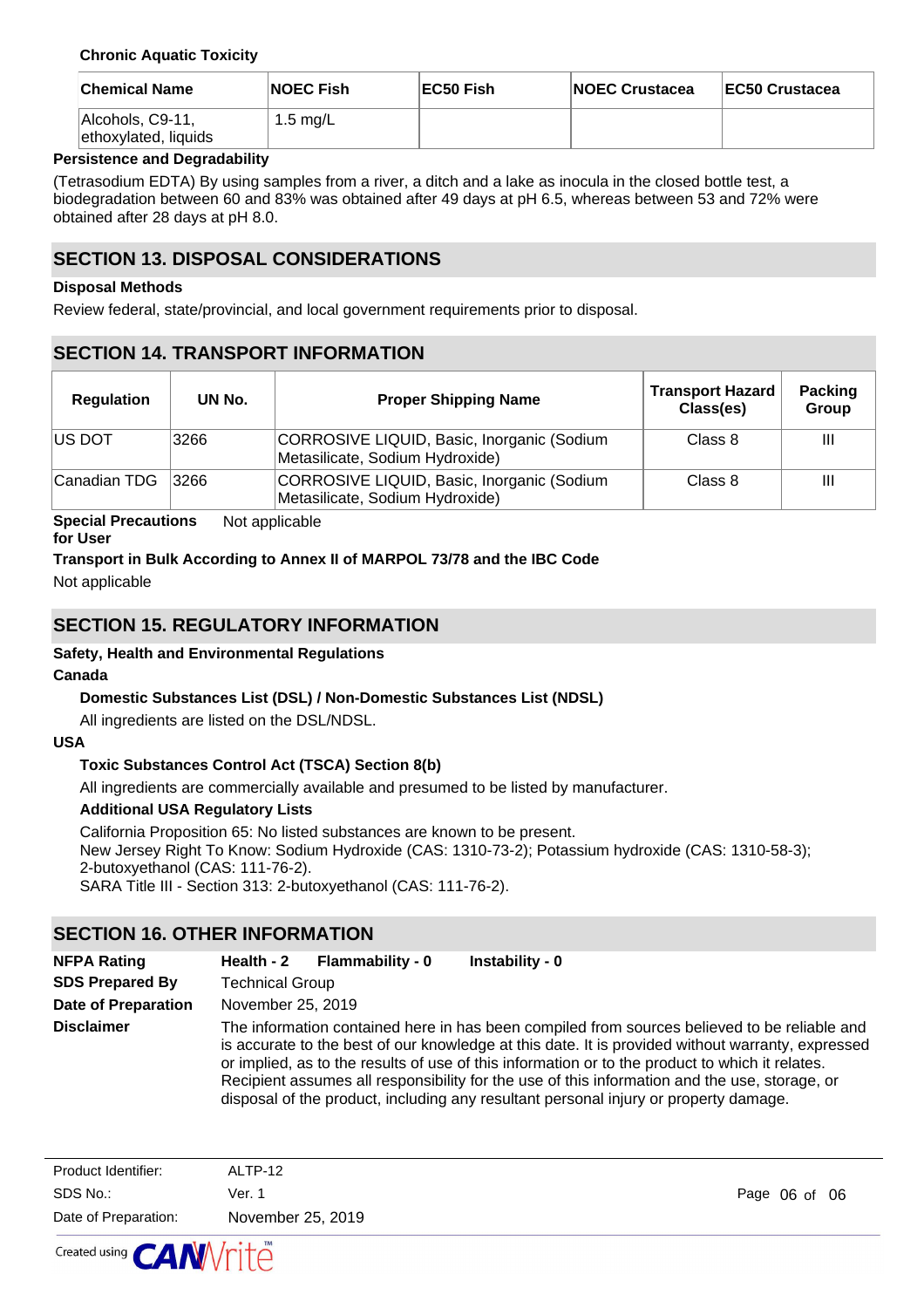**Chronic Aquatic Toxicity**

| Chemical Name | NOEC Fish | EC50 Fish | NOEC Crustacea | EC50 Crustacea |
|---|---|---|---|---|
| Alcohols, C9-11, ethoxylated, liquids | 1.5 mg/L | | | |

**Persistence and Degradability**

(Tetrasodium EDTA) By using samples from a river, a ditch and a lake as inocula in the closed bottle test, a biodegradation between 60 and 83% was obtained after 49 days at pH 6.5, whereas between 53 and 72% were obtained after 28 days at pH 8.0.

## SECTION 13. DISPOSAL CONSIDERATIONS

**Disposal Methods**

Review federal, state/provincial, and local government requirements prior to disposal.

## SECTION 14. TRANSPORT INFORMATION

| Regulation | UN No. | Proper Shipping Name | Transport Hazard Class(es) | Packing Group |
|---|---|---|---|---|
| US DOT | 3266 | CORROSIVE LIQUID, Basic, Inorganic (Sodium Metasilicate, Sodium Hydroxide) | Class 8 | III |
| Canadian TDG | 3266 | CORROSIVE LIQUID, Basic, Inorganic (Sodium Metasilicate, Sodium Hydroxide) | Class 8 | III |

**Special Precautions for User** Not applicable

**Transport in Bulk According to Annex II of MARPOL 73/78 and the IBC Code**

Not applicable

## SECTION 15. REGULATORY INFORMATION

**Safety, Health and Environmental Regulations**

**Canada**

**Domestic Substances List (DSL) / Non-Domestic Substances List (NDSL)**

All ingredients are listed on the DSL/NDSL.

**USA**

**Toxic Substances Control Act (TSCA) Section 8(b)**

All ingredients are commercially available and presumed to be listed by manufacturer.

**Additional USA Regulatory Lists**

California Proposition 65: No listed substances are known to be present.
New Jersey Right To Know: Sodium Hydroxide (CAS: 1310-73-2); Potassium hydroxide (CAS: 1310-58-3); 2-butoxyethanol (CAS: 111-76-2).
SARA Title III - Section 313: 2-butoxyethanol (CAS: 111-76-2).

## SECTION 16. OTHER INFORMATION

**NFPA Rating** **Health - 2** **Flammability - 0** **Instability - 0**

**SDS Prepared By** Technical Group

**Date of Preparation** November 25, 2019

**Disclaimer** The information contained here in has been compiled from sources believed to be reliable and is accurate to the best of our knowledge at this date. It is provided without warranty, expressed or implied, as to the results of use of this information or to the product to which it relates. Recipient assumes all responsibility for the use of this information and the use, storage, or disposal of the product, including any resultant personal injury or property damage.

Product Identifier: ALTP-12
SDS No.: Ver. 1
Date of Preparation: November 25, 2019